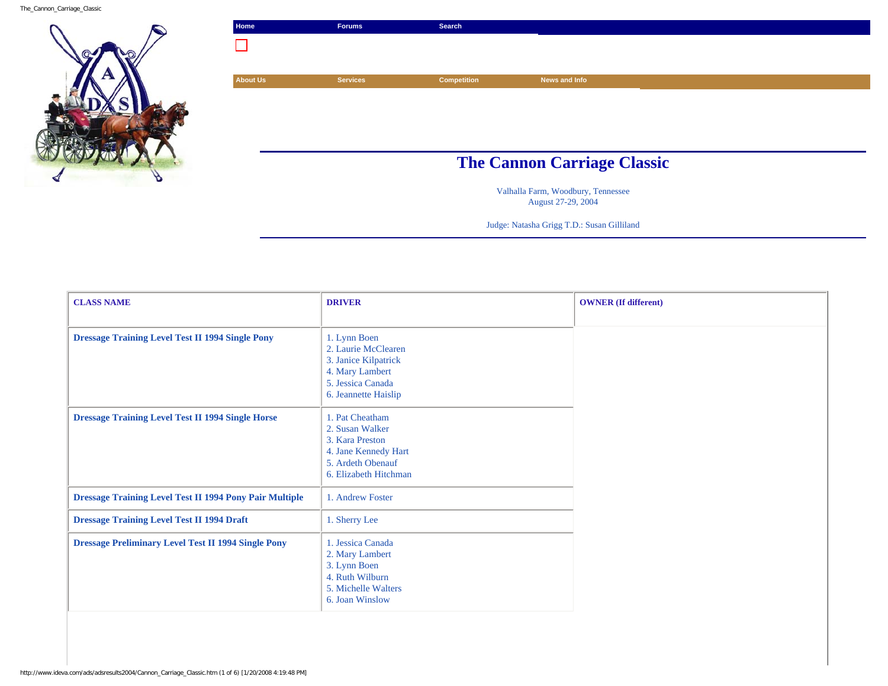Home | Forums | Search

About Us | Services | Competition | News and Info

# The Cannon Carriage Classic

Valhalla Farm, Woodbury, Tennessee
August 27-29, 2004

Judge: Natasha Grigg T.D.: Susan Gilliland

| CLASS NAME | DRIVER | OWNER (If different) |
|---|---|---|
| **Dressage Training Level Test II 1994 Single Pony** | 1. Lynn Boen<br>2. Laurie McClearen<br>3. Janice Kilpatrick<br>4. Mary Lambert<br>5. Jessica Canada<br>6. Jeannette Haislip | |
| **Dressage Training Level Test II 1994 Single Horse** | 1. Pat Cheatham<br>2. Susan Walker<br>3. Kara Preston<br>4. Jane Kennedy Hart<br>5. Ardeth Obenauf<br>6. Elizabeth Hitchman | |
| **Dressage Training Level Test II 1994 Pony Pair Multiple** | 1. Andrew Foster | |
| **Dressage Training Level Test II 1994 Draft** | 1. Sherry Lee | |
| **Dressage Preliminary Level Test II 1994 Single Pony** | 1. Jessica Canada<br>2. Mary Lambert<br>3. Lynn Boen<br>4. Ruth Wilburn<br>5. Michelle Walters<br>6. Joan Winslow | |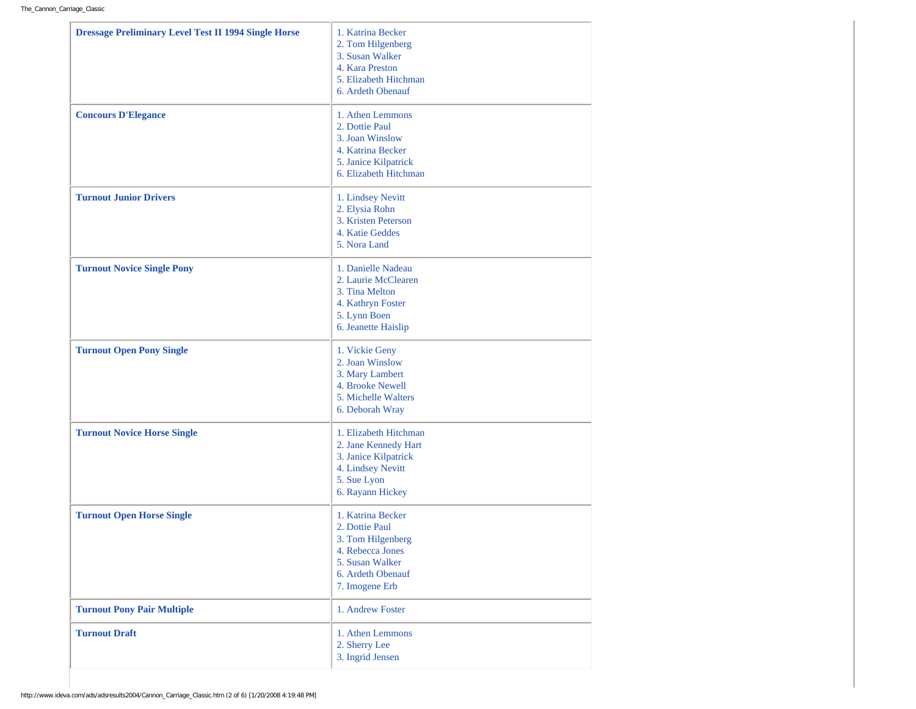| | |
|---|---|
| **Dressage Preliminary Level Test II 1994 Single Horse** | 1. Katrina Becker<br>2. Tom Hilgenberg<br>3. Susan Walker<br>4. Kara Preston<br>5. Elizabeth Hitchman<br>6. Ardeth Obenauf |
| **Concours D'Elegance** | 1. Athen Lemmons<br>2. Dottie Paul<br>3. Joan Winslow<br>4. Katrina Becker<br>5. Janice Kilpatrick<br>6. Elizabeth Hitchman |
| **Turnout Junior Drivers** | 1. Lindsey Nevitt<br>2. Elysia Rohn<br>3. Kristen Peterson<br>4. Katie Geddes<br>5. Nora Land |
| **Turnout Novice Single Pony** | 1. Danielle Nadeau<br>2. Laurie McClearen<br>3. Tina Melton<br>4. Kathryn Foster<br>5. Lynn Boen<br>6. Jeanette Haislip |
| **Turnout Open Pony Single** | 1. Vickie Geny<br>2. Joan Winslow<br>3. Mary Lambert<br>4. Brooke Newell<br>5. Michelle Walters<br>6. Deborah Wray |
| **Turnout Novice Horse Single** | 1. Elizabeth Hitchman<br>2. Jane Kennedy Hart<br>3. Janice Kilpatrick<br>4. Lindsey Nevitt<br>5. Sue Lyon<br>6. Rayann Hickey |
| **Turnout Open Horse Single** | 1. Katrina Becker<br>2. Dottie Paul<br>3. Tom Hilgenberg<br>4. Rebecca Jones<br>5. Susan Walker<br>6. Ardeth Obenauf<br>7. Imogene Erb |
| **Turnout Pony Pair Multiple** | 1. Andrew Foster |
| **Turnout Draft** | 1. Athen Lemmons<br>2. Sherry Lee<br>3. Ingrid Jensen |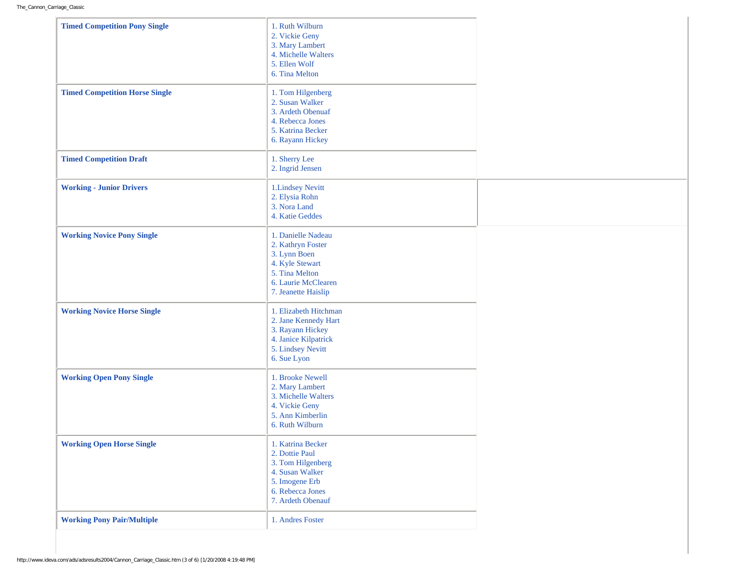| Class | Placings |
| --- | --- |
| **Timed Competition Pony Single** | 1. Ruth Wilburn<br>2. Vickie Geny<br>3. Mary Lambert<br>4. Michelle Walters<br>5. Ellen Wolf<br>6. Tina Melton |
| **Timed Competition Horse Single** | 1. Tom Hilgenberg<br>2. Susan Walker<br>3. Ardeth Obenuaf<br>4. Rebecca Jones<br>5. Katrina Becker<br>6. Rayann Hickey |
| **Timed Competition Draft** | 1. Sherry Lee<br>2. Ingrid Jensen |
| **Working - Junior Drivers** | 1.Lindsey Nevitt<br>2. Elysia Rohn<br>3. Nora Land<br>4. Katie Geddes |
| **Working Novice Pony Single** | 1. Danielle Nadeau<br>2. Kathryn Foster<br>3. Lynn Boen<br>4. Kyle Stewart<br>5. Tina Melton<br>6. Laurie McClearen<br>7. Jeanette Haislip |
| **Working Novice Horse Single** | 1. Elizabeth Hitchman<br>2. Jane Kennedy Hart<br>3. Rayann Hickey<br>4. Janice Kilpatrick<br>5. Lindsey Nevitt<br>6. Sue Lyon |
| **Working Open Pony Single** | 1. Brooke Newell<br>2. Mary Lambert<br>3. Michelle Walters<br>4. Vickie Geny<br>5. Ann Kimberlin<br>6. Ruth Wilburn |
| **Working Open Horse Single** | 1. Katrina Becker<br>2. Dottie Paul<br>3. Tom Hilgenberg<br>4. Susan Walker<br>5. Imogene Erb<br>6. Rebecca Jones<br>7. Ardeth Obenauf |
| **Working Pony Pair/Multiple** | 1. Andres Foster |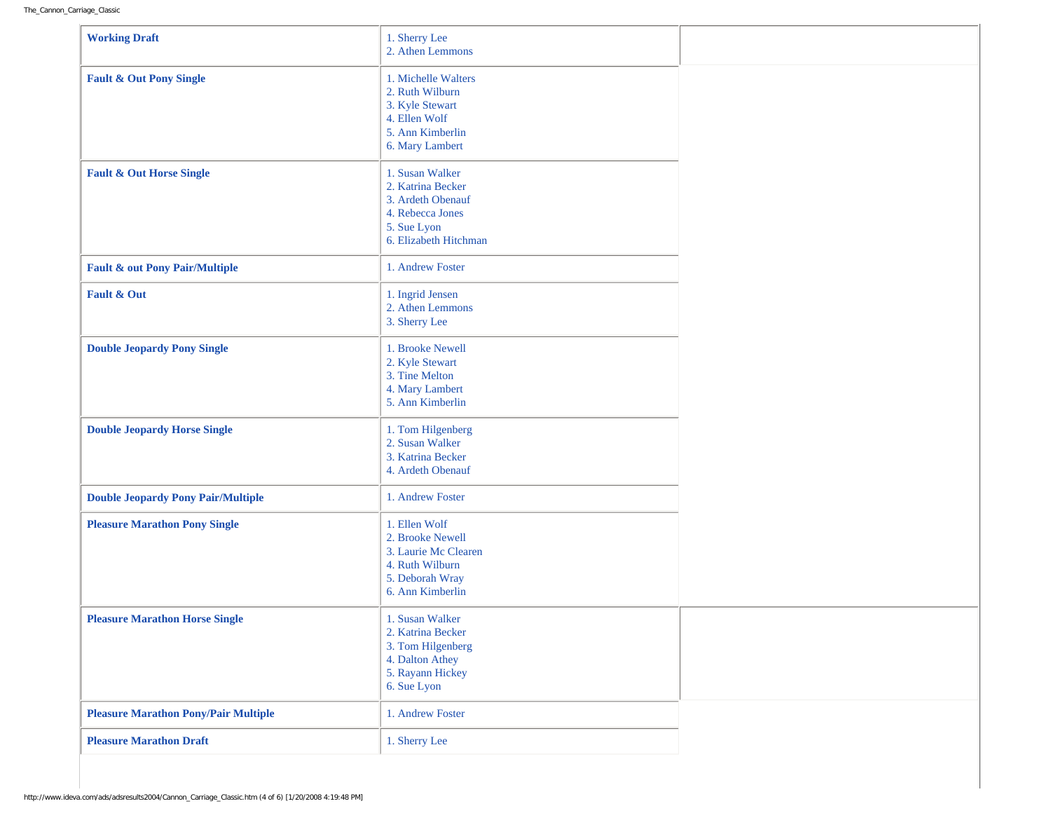| | | |
|---|---|---|
| **Working Draft** | 1. Sherry Lee<br>2. Athen Lemmons | |
| **Fault & Out Pony Single** | 1. Michelle Walters<br>2. Ruth Wilburn<br>3. Kyle Stewart<br>4. Ellen Wolf<br>5. Ann Kimberlin<br>6. Mary Lambert | |
| **Fault & Out Horse Single** | 1. Susan Walker<br>2. Katrina Becker<br>3. Ardeth Obenauf<br>4. Rebecca Jones<br>5. Sue Lyon<br>6. Elizabeth Hitchman | |
| **Fault & out Pony Pair/Multiple** | 1. Andrew Foster | |
| **Fault & Out** | 1. Ingrid Jensen<br>2. Athen Lemmons<br>3. Sherry Lee | |
| **Double Jeopardy Pony Single** | 1. Brooke Newell<br>2. Kyle Stewart<br>3. Tine Melton<br>4. Mary Lambert<br>5. Ann Kimberlin | |
| **Double Jeopardy Horse Single** | 1. Tom Hilgenberg<br>2. Susan Walker<br>3. Katrina Becker<br>4. Ardeth Obenauf | |
| **Double Jeopardy Pony Pair/Multiple** | 1. Andrew Foster | |
| **Pleasure Marathon Pony Single** | 1. Ellen Wolf<br>2. Brooke Newell<br>3. Laurie Mc Clearen<br>4. Ruth Wilburn<br>5. Deborah Wray<br>6. Ann Kimberlin | |
| **Pleasure Marathon Horse Single** | 1. Susan Walker<br>2. Katrina Becker<br>3. Tom Hilgenberg<br>4. Dalton Athey<br>5. Rayann Hickey<br>6. Sue Lyon | |
| **Pleasure Marathon Pony/Pair Multiple** | 1. Andrew Foster | |
| **Pleasure Marathon Draft** | 1. Sherry Lee | |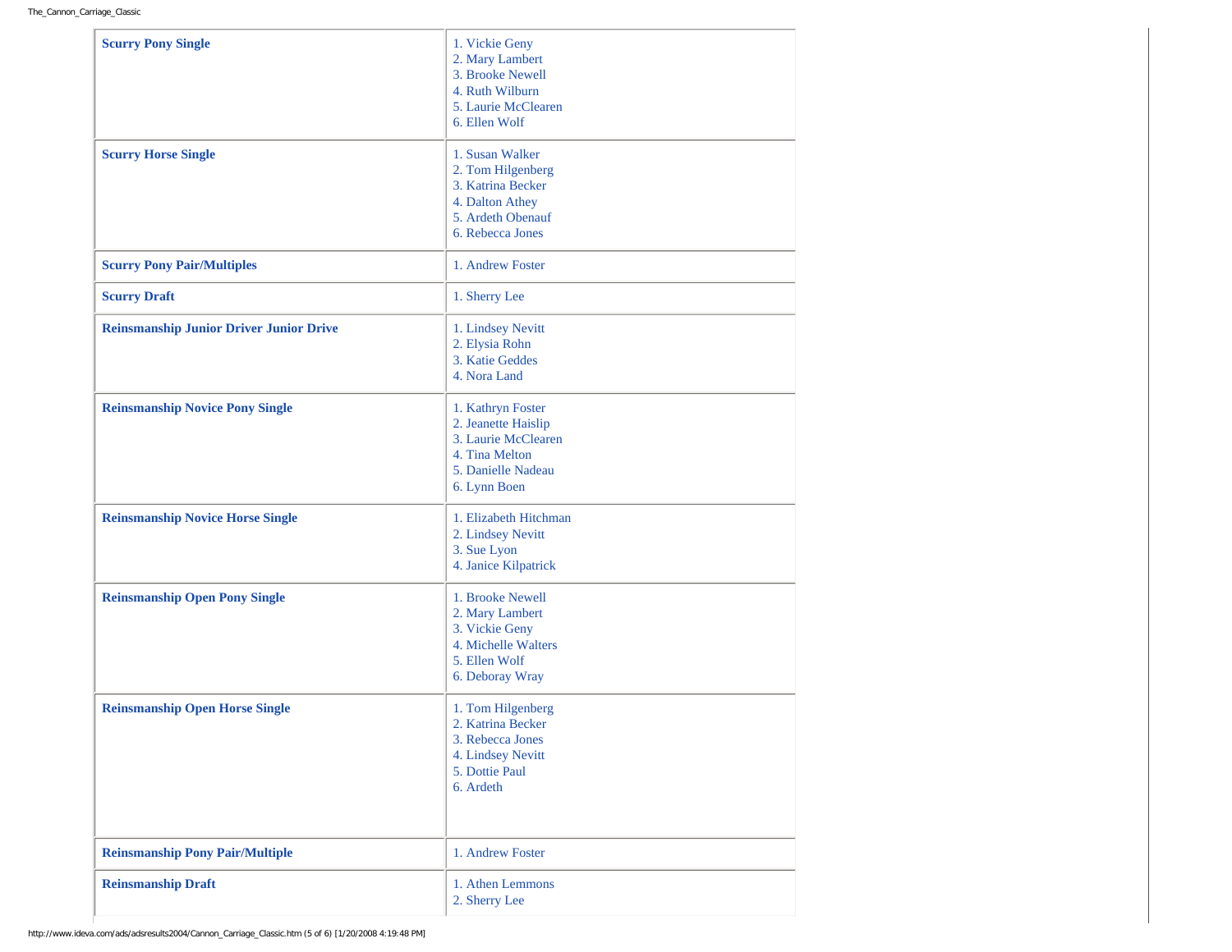| Class | Results |
| --- | --- |
| **Scurry Pony Single** | 1. Vickie Geny<br>2. Mary Lambert<br>3. Brooke Newell<br>4. Ruth Wilburn<br>5. Laurie McClearen<br>6. Ellen Wolf |
| **Scurry Horse Single** | 1. Susan Walker<br>2. Tom Hilgenberg<br>3. Katrina Becker<br>4. Dalton Athey<br>5. Ardeth Obenauf<br>6. Rebecca Jones |
| **Scurry Pony Pair/Multiples** | 1. Andrew Foster |
| **Scurry Draft** | 1. Sherry Lee |
| **Reinsmanship Junior Driver Junior Drive** | 1. Lindsey Nevitt<br>2. Elysia Rohn<br>3. Katie Geddes<br>4. Nora Land |
| **Reinsmanship Novice Pony Single** | 1. Kathryn Foster<br>2. Jeanette Haislip<br>3. Laurie McClearen<br>4. Tina Melton<br>5. Danielle Nadeau<br>6. Lynn Boen |
| **Reinsmanship Novice Horse Single** | 1. Elizabeth Hitchman<br>2. Lindsey Nevitt<br>3. Sue Lyon<br>4. Janice Kilpatrick |
| **Reinsmanship Open Pony Single** | 1. Brooke Newell<br>2. Mary Lambert<br>3. Vickie Geny<br>4. Michelle Walters<br>5. Ellen Wolf<br>6. Deboray Wray |
| **Reinsmanship Open Horse Single** | 1. Tom Hilgenberg<br>2. Katrina Becker<br>3. Rebecca Jones<br>4. Lindsey Nevitt<br>5. Dottie Paul<br>6. Ardeth |
| **Reinsmanship Pony Pair/Multiple** | 1. Andrew Foster |
| **Reinsmanship Draft** | 1. Athen Lemmons<br>2. Sherry Lee |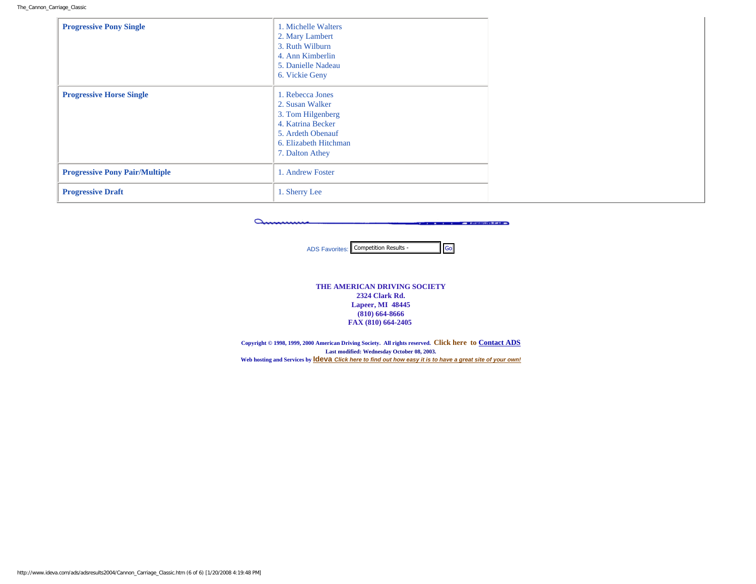| | |
|---|---|
| **Progressive Pony Single** | 1. Michelle Walters<br>2. Mary Lambert<br>3. Ruth Wilburn<br>4. Ann Kimberlin<br>5. Danielle Nadeau<br>6. Vickie Geny |
| **Progressive Horse Single** | 1. Rebecca Jones<br>2. Susan Walker<br>3. Tom Hilgenberg<br>4. Katrina Becker<br>5. Ardeth Obenauf<br>6. Elizabeth Hitchman<br>7. Dalton Athey |
| **Progressive Pony Pair/Multiple** | 1. Andrew Foster |
| **Progressive Draft** | 1. Sherry Lee |

ADS Favorites: Competition Results - Go

**THE AMERICAN DRIVING SOCIETY**
**2324 Clark Rd.**
**Lapeer, MI 48445**
**(810) 664-8666**
**FAX (810) 664-2405**

**Copyright © 1998, 1999, 2000 American Driving Society. All rights reserved.** Click here to **Contact ADS**
**Last modified: Wednesday October 08, 2003.**
**Web hosting and Services by Ideva** *Click here to find out how easy it is to have a great site of your own!*